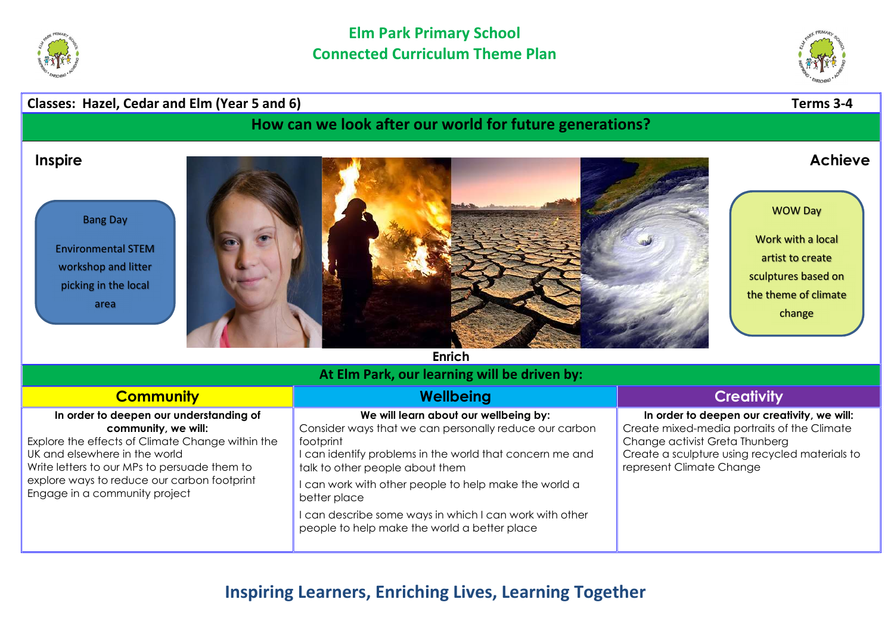# Elm Park Primary School
## Connected Curriculum Theme Plan

**Classes: Hazel, Cedar and Elm (Year 5 and 6)** — **Terms 3-4**

## How can we look after our world for future generations?

### Inspire

Bang Day

Environmental STEM workshop and litter picking in the local area

### Achieve

WOW Day

Work with a local artist to create sculptures based on the theme of climate change

### Enrich

## At Elm Park, our learning will be driven by:

| Community | Wellbeing | Creativity |
|---|---|---|
| **In order to deepen our understanding of community, we will:**<br>Explore the effects of Climate Change within the UK and elsewhere in the world<br>Write letters to our MPs to persuade them to explore ways to reduce our carbon footprint<br>Engage in a community project | **We will learn about our wellbeing by:**<br>Consider ways that we can personally reduce our carbon footprint<br>I can identify problems in the world that concern me and talk to other people about them<br>I can work with other people to help make the world a better place<br>I can describe some ways in which I can work with other people to help make the world a better place | **In order to deepen our creativity, we will:**<br>Create mixed-media portraits of the Climate Change activist Greta Thunberg<br>Create a sculpture using recycled materials to represent Climate Change |

**Inspiring Learners, Enriching Lives, Learning Together**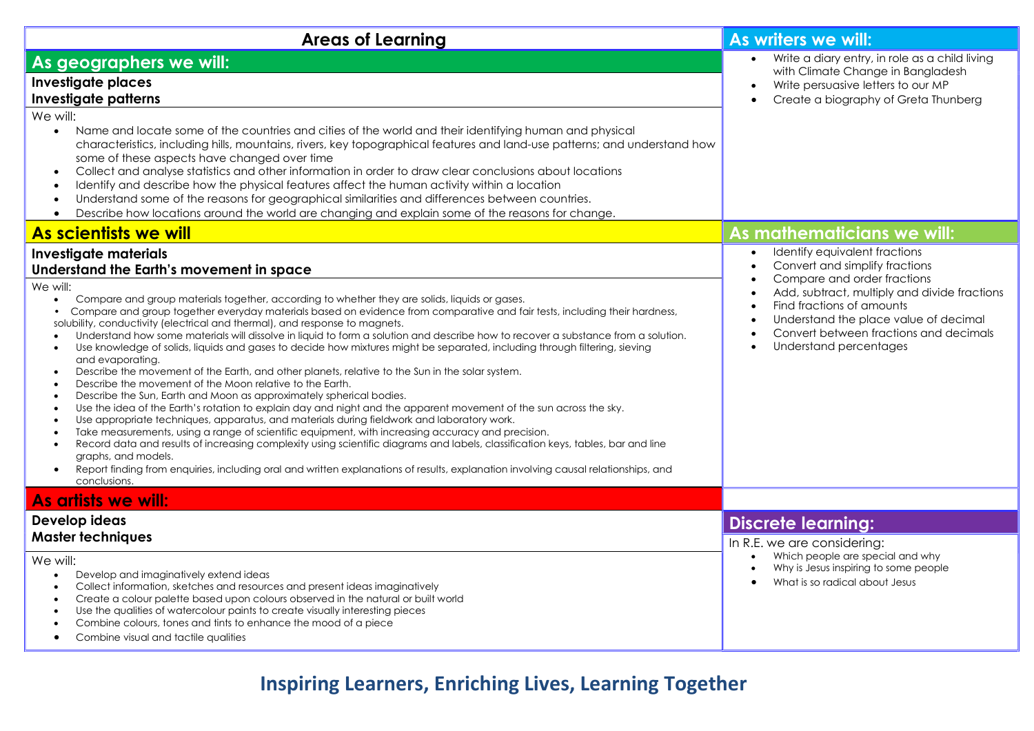# Areas of Learning

## As geographers we will:

**Investigate places**
**Investigate patterns**

We will:

- Name and locate some of the countries and cities of the world and their identifying human and physical characteristics, including hills, mountains, rivers, key topographical features and land-use patterns; and understand how some of these aspects have changed over time
- Collect and analyse statistics and other information in order to draw clear conclusions about locations
- Identify and describe how the physical features affect the human activity within a location
- Understand some of the reasons for geographical similarities and differences between countries.
- Describe how locations around the world are changing and explain some of the reasons for change.

## As scientists we will

**Investigate materials**
**Understand the Earth's movement in space**

We will:

- Compare and group materials together, according to whether they are solids, liquids or gases.
- Compare and group together everyday materials based on evidence from comparative and fair tests, including their hardness, solubility, conductivity (electrical and thermal), and response to magnets.
- Understand how some materials will dissolve in liquid to form a solution and describe how to recover a substance from a solution.
- Use knowledge of solids, liquids and gases to decide how mixtures might be separated, including through filtering, sieving and evaporating.
- Describe the movement of the Earth, and other planets, relative to the Sun in the solar system.
- Describe the movement of the Moon relative to the Earth.
- Describe the Sun, Earth and Moon as approximately spherical bodies.
- Use the idea of the Earth's rotation to explain day and night and the apparent movement of the sun across the sky.
- Use appropriate techniques, apparatus, and materials during fieldwork and laboratory work.
- Take measurements, using a range of scientific equipment, with increasing accuracy and precision.
- Record data and results of increasing complexity using scientific diagrams and labels, classification keys, tables, bar and line graphs, and models.
- Report finding from enquiries, including oral and written explanations of results, explanation involving causal relationships, and conclusions.

## As artists we will:

**Develop ideas**
**Master techniques**

We will:

- Develop and imaginatively extend ideas
- Collect information, sketches and resources and present ideas imaginatively
- Create a colour palette based upon colours observed in the natural or built world
- Use the qualities of watercolour paints to create visually interesting pieces
- Combine colours, tones and tints to enhance the mood of a piece
- Combine visual and tactile qualities

## As writers we will:

- Write a diary entry, in role as a child living with Climate Change in Bangladesh
- Write persuasive letters to our MP
- Create a biography of Greta Thunberg

## As mathematicians we will:

- Identify equivalent fractions
- Convert and simplify fractions
- Compare and order fractions
- Add, subtract, multiply and divide fractions
- Find fractions of amounts
- Understand the place value of decimal
- Convert between fractions and decimals
- Understand percentages

## Discrete learning:

In R.E. we are considering:

- Which people are special and why
- Why is Jesus inspiring to some people
- What is so radical about Jesus

**Inspiring Learners, Enriching Lives, Learning Together**